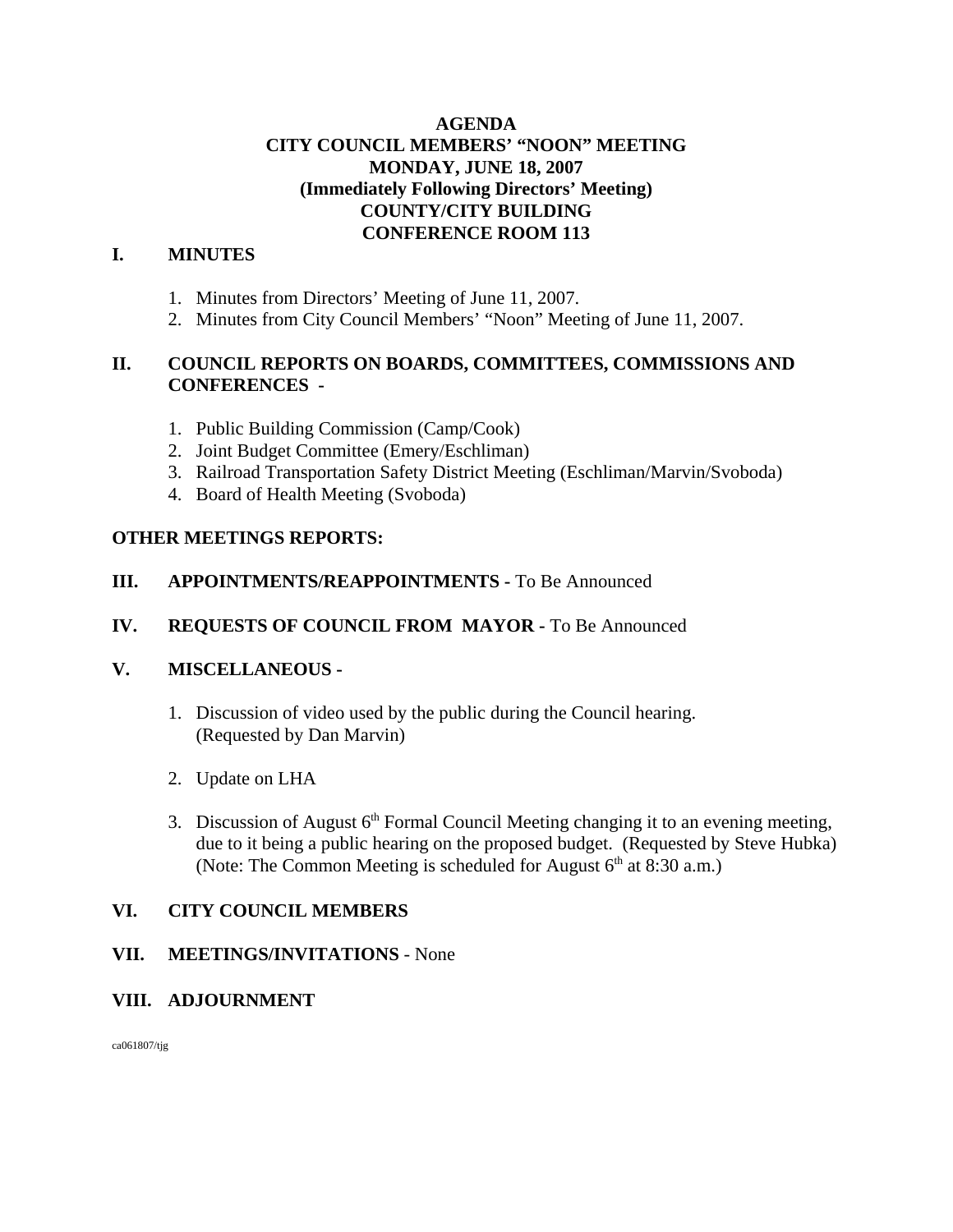# AGENDA
## CITY COUNCIL MEMBERS' "NOON" MEETING
## MONDAY, JUNE 18, 2007
## (Immediately Following Directors' Meeting)
## COUNTY/CITY BUILDING
## CONFERENCE ROOM 113

## I. MINUTES

1. Minutes from Directors' Meeting of June 11, 2007.
2. Minutes from City Council Members' "Noon" Meeting of June 11, 2007.

## II. COUNCIL REPORTS ON BOARDS, COMMITTEES, COMMISSIONS AND CONFERENCES -

1. Public Building Commission (Camp/Cook)
2. Joint Budget Committee (Emery/Eschliman)
3. Railroad Transportation Safety District Meeting (Eschliman/Marvin/Svoboda)
4. Board of Health Meeting (Svoboda)

**OTHER MEETINGS REPORTS:**

## III. APPOINTMENTS/REAPPOINTMENTS - To Be Announced

## IV. REQUESTS OF COUNCIL FROM MAYOR - To Be Announced

## V. MISCELLANEOUS -

1. Discussion of video used by the public during the Council hearing. (Requested by Dan Marvin)

2. Update on LHA

3. Discussion of August 6th Formal Council Meeting changing it to an evening meeting, due to it being a public hearing on the proposed budget. (Requested by Steve Hubka) (Note: The Common Meeting is scheduled for August 6th at 8:30 a.m.)

## VI. CITY COUNCIL MEMBERS

## VII. MEETINGS/INVITATIONS - None

## VIII. ADJOURNMENT

ca061807/tjg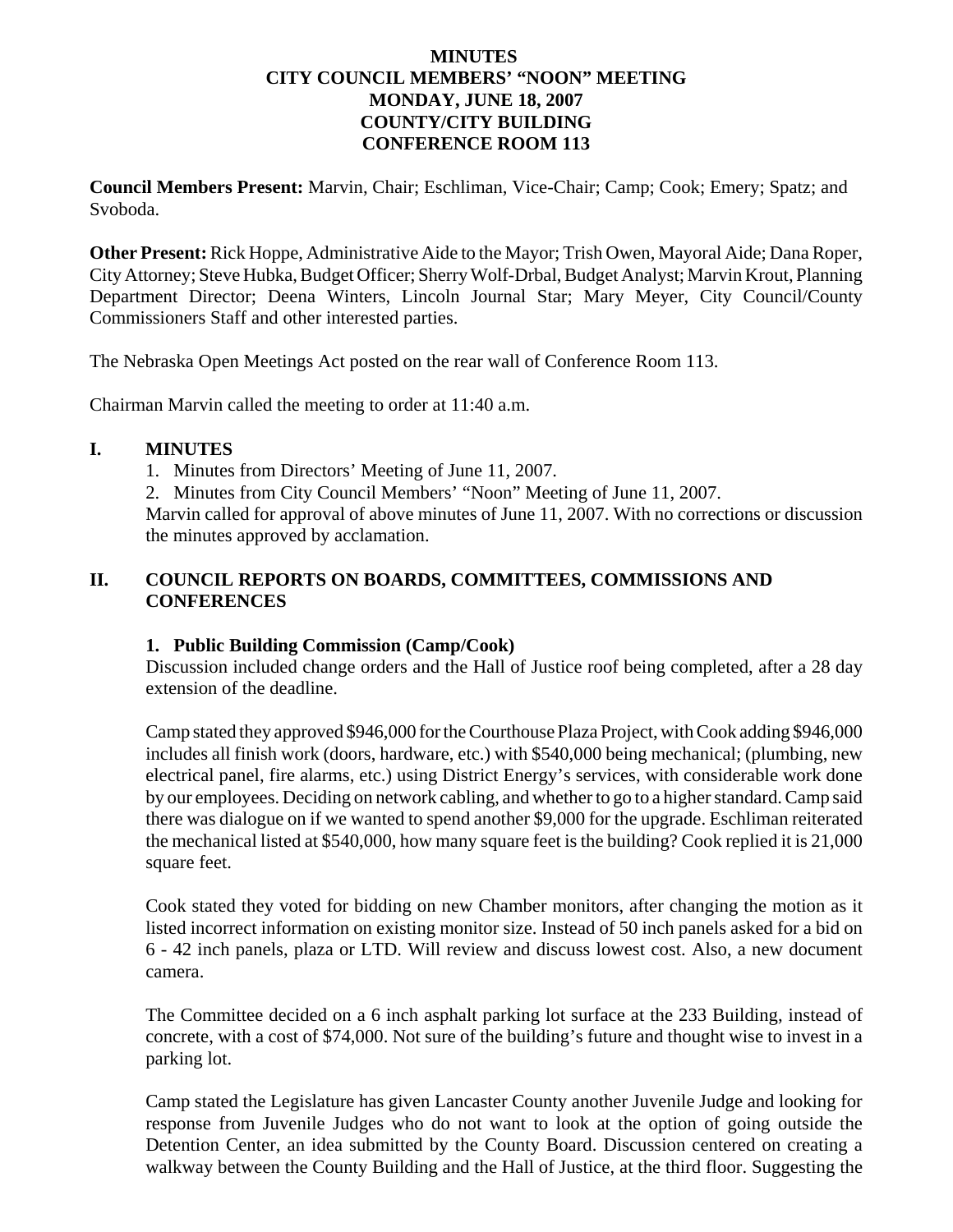**MINUTES**
**CITY COUNCIL MEMBERS' "NOON" MEETING**
**MONDAY, JUNE 18, 2007**
**COUNTY/CITY BUILDING**
**CONFERENCE ROOM 113**

**Council Members Present:** Marvin, Chair; Eschliman, Vice-Chair; Camp; Cook; Emery; Spatz; and Svoboda.

**Other Present:** Rick Hoppe, Administrative Aide to the Mayor; Trish Owen, Mayoral Aide; Dana Roper, City Attorney; Steve Hubka, Budget Officer; Sherry Wolf-Drbal, Budget Analyst; Marvin Krout, Planning Department Director; Deena Winters, Lincoln Journal Star; Mary Meyer, City Council/County Commissioners Staff and other interested parties.

The Nebraska Open Meetings Act posted on the rear wall of Conference Room 113.

Chairman Marvin called the meeting to order at 11:40 a.m.

## I. MINUTES

1. Minutes from Directors' Meeting of June 11, 2007.
2. Minutes from City Council Members' "Noon" Meeting of June 11, 2007.

Marvin called for approval of above minutes of June 11, 2007. With no corrections or discussion the minutes approved by acclamation.

## II. COUNCIL REPORTS ON BOARDS, COMMITTEES, COMMISSIONS AND CONFERENCES

### 1. Public Building Commission (Camp/Cook)

Discussion included change orders and the Hall of Justice roof being completed, after a 28 day extension of the deadline.

Camp stated they approved $946,000 for the Courthouse Plaza Project, with Cook adding $946,000 includes all finish work (doors, hardware, etc.) with $540,000 being mechanical; (plumbing, new electrical panel, fire alarms, etc.) using District Energy's services, with considerable work done by our employees. Deciding on network cabling, and whether to go to a higher standard. Camp said there was dialogue on if we wanted to spend another $9,000 for the upgrade. Eschliman reiterated the mechanical listed at $540,000, how many square feet is the building? Cook replied it is 21,000 square feet.

Cook stated they voted for bidding on new Chamber monitors, after changing the motion as it listed incorrect information on existing monitor size. Instead of 50 inch panels asked for a bid on 6 - 42 inch panels, plaza or LTD. Will review and discuss lowest cost. Also, a new document camera.

The Committee decided on a 6 inch asphalt parking lot surface at the 233 Building, instead of concrete, with a cost of $74,000. Not sure of the building's future and thought wise to invest in a parking lot.

Camp stated the Legislature has given Lancaster County another Juvenile Judge and looking for response from Juvenile Judges who do not want to look at the option of going outside the Detention Center, an idea submitted by the County Board. Discussion centered on creating a walkway between the County Building and the Hall of Justice, at the third floor. Suggesting the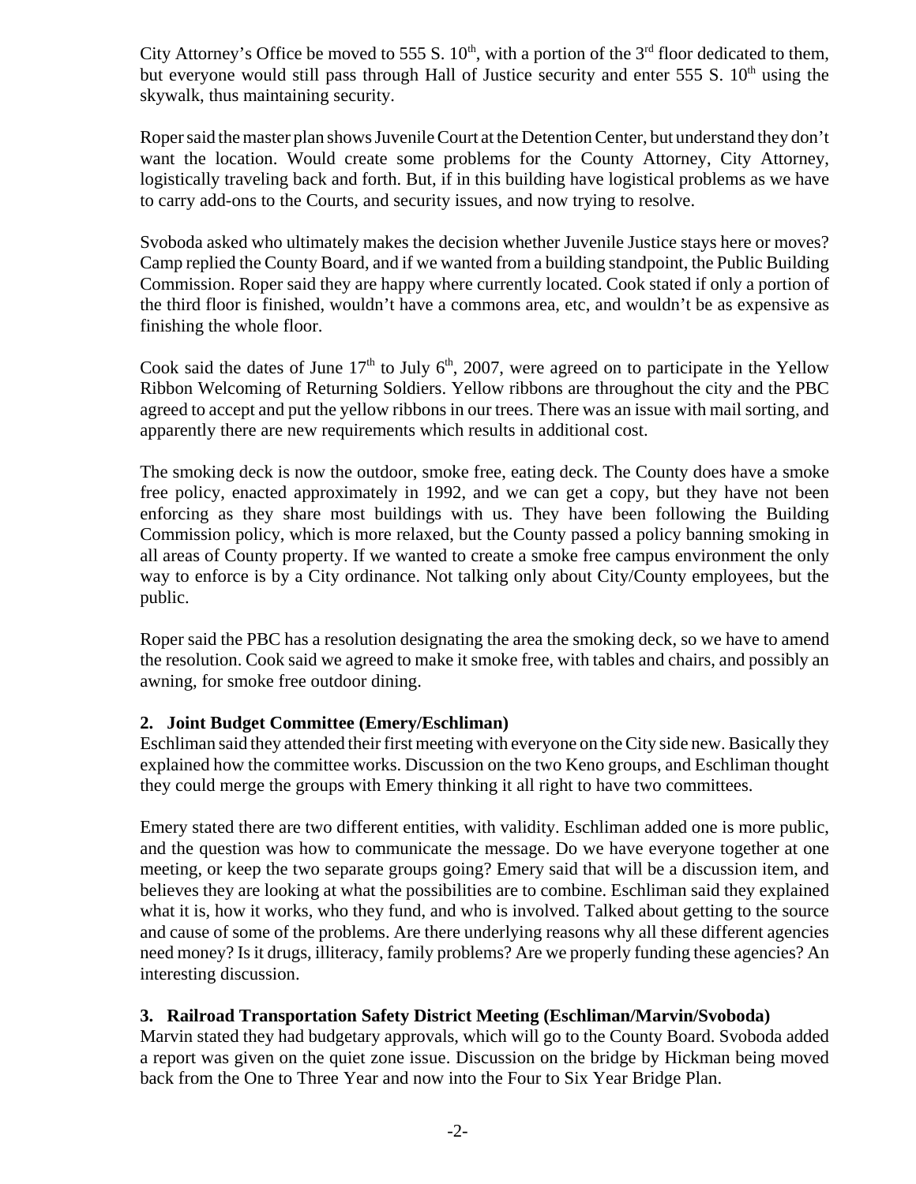City Attorney's Office be moved to 555 S. 10th, with a portion of the 3rd floor dedicated to them, but everyone would still pass through Hall of Justice security and enter 555 S. 10th using the skywalk, thus maintaining security.

Roper said the master plan shows Juvenile Court at the Detention Center, but understand they don't want the location. Would create some problems for the County Attorney, City Attorney, logistically traveling back and forth. But, if in this building have logistical problems as we have to carry add-ons to the Courts, and security issues, and now trying to resolve.

Svoboda asked who ultimately makes the decision whether Juvenile Justice stays here or moves? Camp replied the County Board, and if we wanted from a building standpoint, the Public Building Commission. Roper said they are happy where currently located. Cook stated if only a portion of the third floor is finished, wouldn't have a commons area, etc, and wouldn't be as expensive as finishing the whole floor.

Cook said the dates of June 17th to July 6th, 2007, were agreed on to participate in the Yellow Ribbon Welcoming of Returning Soldiers. Yellow ribbons are throughout the city and the PBC agreed to accept and put the yellow ribbons in our trees. There was an issue with mail sorting, and apparently there are new requirements which results in additional cost.

The smoking deck is now the outdoor, smoke free, eating deck. The County does have a smoke free policy, enacted approximately in 1992, and we can get a copy, but they have not been enforcing as they share most buildings with us. They have been following the Building Commission policy, which is more relaxed, but the County passed a policy banning smoking in all areas of County property. If we wanted to create a smoke free campus environment the only way to enforce is by a City ordinance. Not talking only about City/County employees, but the public.

Roper said the PBC has a resolution designating the area the smoking deck, so we have to amend the resolution. Cook said we agreed to make it smoke free, with tables and chairs, and possibly an awning, for smoke free outdoor dining.

### 2. Joint Budget Committee (Emery/Eschliman)

Eschliman said they attended their first meeting with everyone on the City side new. Basically they explained how the committee works. Discussion on the two Keno groups, and Eschliman thought they could merge the groups with Emery thinking it all right to have two committees.

Emery stated there are two different entities, with validity. Eschliman added one is more public, and the question was how to communicate the message. Do we have everyone together at one meeting, or keep the two separate groups going? Emery said that will be a discussion item, and believes they are looking at what the possibilities are to combine. Eschliman said they explained what it is, how it works, who they fund, and who is involved. Talked about getting to the source and cause of some of the problems. Are there underlying reasons why all these different agencies need money? Is it drugs, illiteracy, family problems? Are we properly funding these agencies? An interesting discussion.

### 3. Railroad Transportation Safety District Meeting (Eschliman/Marvin/Svoboda)

Marvin stated they had budgetary approvals, which will go to the County Board. Svoboda added a report was given on the quiet zone issue. Discussion on the bridge by Hickman being moved back from the One to Three Year and now into the Four to Six Year Bridge Plan.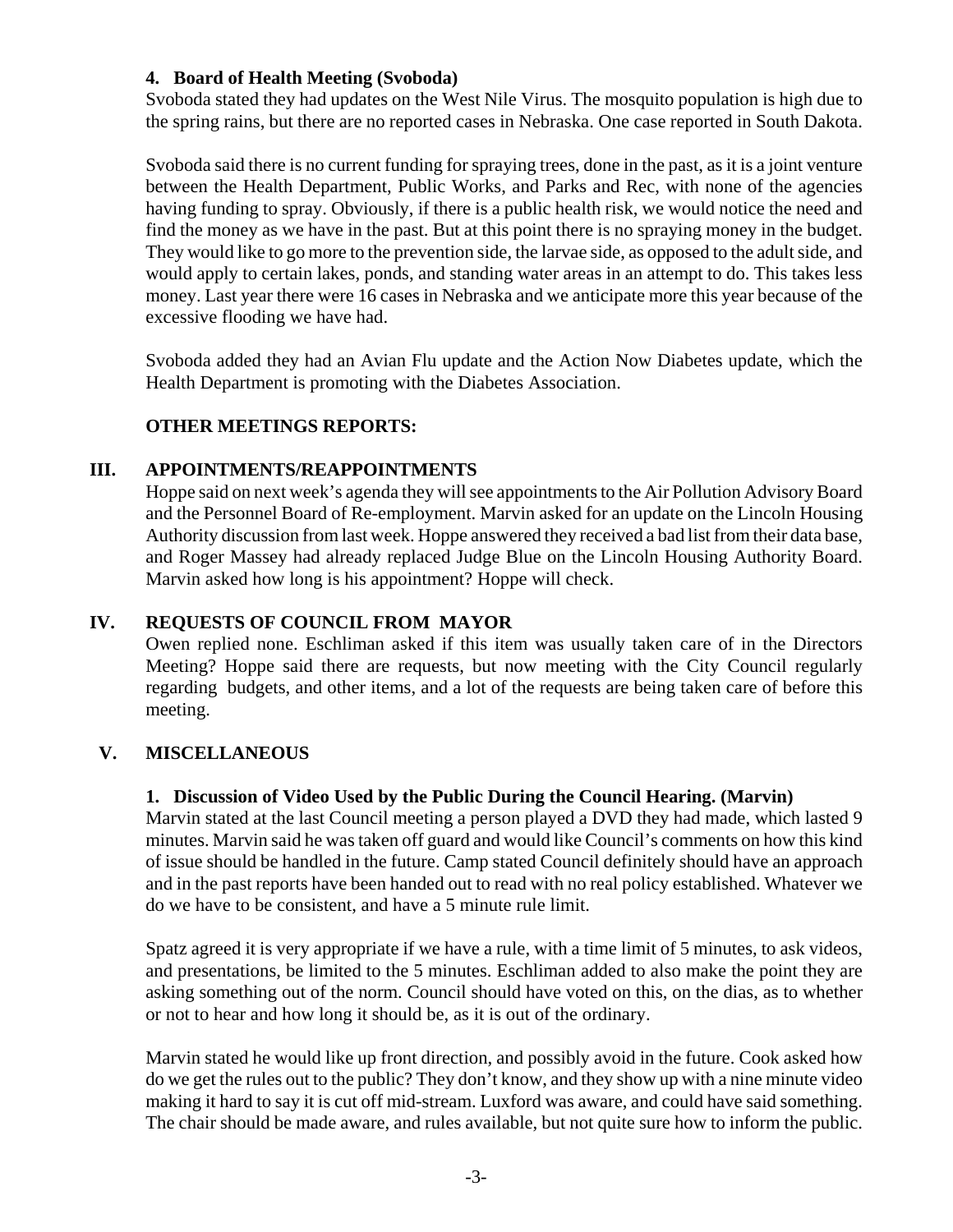**4. Board of Health Meeting (Svoboda)**

Svoboda stated they had updates on the West Nile Virus. The mosquito population is high due to the spring rains, but there are no reported cases in Nebraska. One case reported in South Dakota.

Svoboda said there is no current funding for spraying trees, done in the past, as it is a joint venture between the Health Department, Public Works, and Parks and Rec, with none of the agencies having funding to spray. Obviously, if there is a public health risk, we would notice the need and find the money as we have in the past. But at this point there is no spraying money in the budget. They would like to go more to the prevention side, the larvae side, as opposed to the adult side, and would apply to certain lakes, ponds, and standing water areas in an attempt to do. This takes less money. Last year there were 16 cases in Nebraska and we anticipate more this year because of the excessive flooding we have had.

Svoboda added they had an Avian Flu update and the Action Now Diabetes update, which the Health Department is promoting with the Diabetes Association.

**OTHER MEETINGS REPORTS:**

## III. APPOINTMENTS/REAPPOINTMENTS

Hoppe said on next week's agenda they will see appointments to the Air Pollution Advisory Board and the Personnel Board of Re-employment. Marvin asked for an update on the Lincoln Housing Authority discussion from last week. Hoppe answered they received a bad list from their data base, and Roger Massey had already replaced Judge Blue on the Lincoln Housing Authority Board. Marvin asked how long is his appointment? Hoppe will check.

## IV. REQUESTS OF COUNCIL FROM MAYOR

Owen replied none. Eschliman asked if this item was usually taken care of in the Directors Meeting? Hoppe said there are requests, but now meeting with the City Council regularly regarding budgets, and other items, and a lot of the requests are being taken care of before this meeting.

## V. MISCELLANEOUS

**1. Discussion of Video Used by the Public During the Council Hearing. (Marvin)**

Marvin stated at the last Council meeting a person played a DVD they had made, which lasted 9 minutes. Marvin said he was taken off guard and would like Council's comments on how this kind of issue should be handled in the future. Camp stated Council definitely should have an approach and in the past reports have been handed out to read with no real policy established. Whatever we do we have to be consistent, and have a 5 minute rule limit.

Spatz agreed it is very appropriate if we have a rule, with a time limit of 5 minutes, to ask videos, and presentations, be limited to the 5 minutes. Eschliman added to also make the point they are asking something out of the norm. Council should have voted on this, on the dias, as to whether or not to hear and how long it should be, as it is out of the ordinary.

Marvin stated he would like up front direction, and possibly avoid in the future. Cook asked how do we get the rules out to the public? They don't know, and they show up with a nine minute video making it hard to say it is cut off mid-stream. Luxford was aware, and could have said something. The chair should be made aware, and rules available, but not quite sure how to inform the public.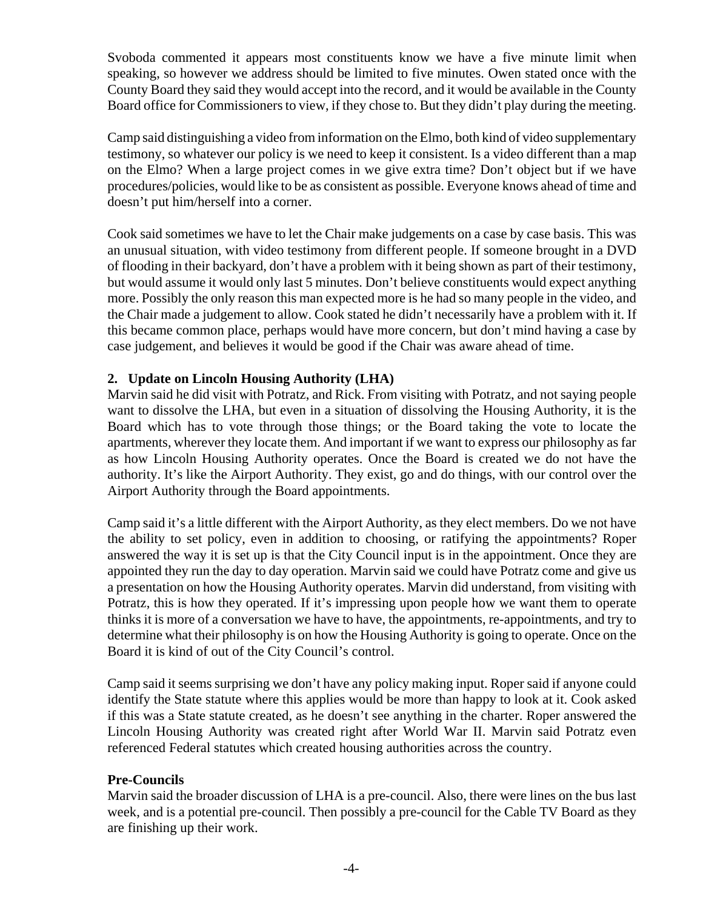Svoboda commented it appears most constituents know we have a five minute limit when speaking, so however we address should be limited to five minutes. Owen stated once with the County Board they said they would accept into the record, and it would be available in the County Board office for Commissioners to view, if they chose to. But they didn't play during the meeting.

Camp said distinguishing a video from information on the Elmo, both kind of video supplementary testimony, so whatever our policy is we need to keep it consistent. Is a video different than a map on the Elmo? When a large project comes in we give extra time? Don't object but if we have procedures/policies, would like to be as consistent as possible. Everyone knows ahead of time and doesn't put him/herself into a corner.

Cook said sometimes we have to let the Chair make judgements on a case by case basis. This was an unusual situation, with video testimony from different people. If someone brought in a DVD of flooding in their backyard, don't have a problem with it being shown as part of their testimony, but would assume it would only last 5 minutes. Don't believe constituents would expect anything more. Possibly the only reason this man expected more is he had so many people in the video, and the Chair made a judgement to allow. Cook stated he didn't necessarily have a problem with it. If this became common place, perhaps would have more concern, but don't mind having a case by case judgement, and believes it would be good if the Chair was aware ahead of time.

**2. Update on Lincoln Housing Authority (LHA)**

Marvin said he did visit with Potratz, and Rick. From visiting with Potratz, and not saying people want to dissolve the LHA, but even in a situation of dissolving the Housing Authority, it is the Board which has to vote through those things; or the Board taking the vote to locate the apartments, wherever they locate them. And important if we want to express our philosophy as far as how Lincoln Housing Authority operates. Once the Board is created we do not have the authority. It's like the Airport Authority. They exist, go and do things, with our control over the Airport Authority through the Board appointments.

Camp said it's a little different with the Airport Authority, as they elect members. Do we not have the ability to set policy, even in addition to choosing, or ratifying the appointments? Roper answered the way it is set up is that the City Council input is in the appointment. Once they are appointed they run the day to day operation. Marvin said we could have Potratz come and give us a presentation on how the Housing Authority operates. Marvin did understand, from visiting with Potratz, this is how they operated. If it's impressing upon people how we want them to operate thinks it is more of a conversation we have to have, the appointments, re-appointments, and try to determine what their philosophy is on how the Housing Authority is going to operate. Once on the Board it is kind of out of the City Council's control.

Camp said it seems surprising we don't have any policy making input. Roper said if anyone could identify the State statute where this applies would be more than happy to look at it. Cook asked if this was a State statute created, as he doesn't see anything in the charter. Roper answered the Lincoln Housing Authority was created right after World War II. Marvin said Potratz even referenced Federal statutes which created housing authorities across the country.

**Pre-Councils**

Marvin said the broader discussion of LHA is a pre-council. Also, there were lines on the bus last week, and is a potential pre-council. Then possibly a pre-council for the Cable TV Board as they are finishing up their work.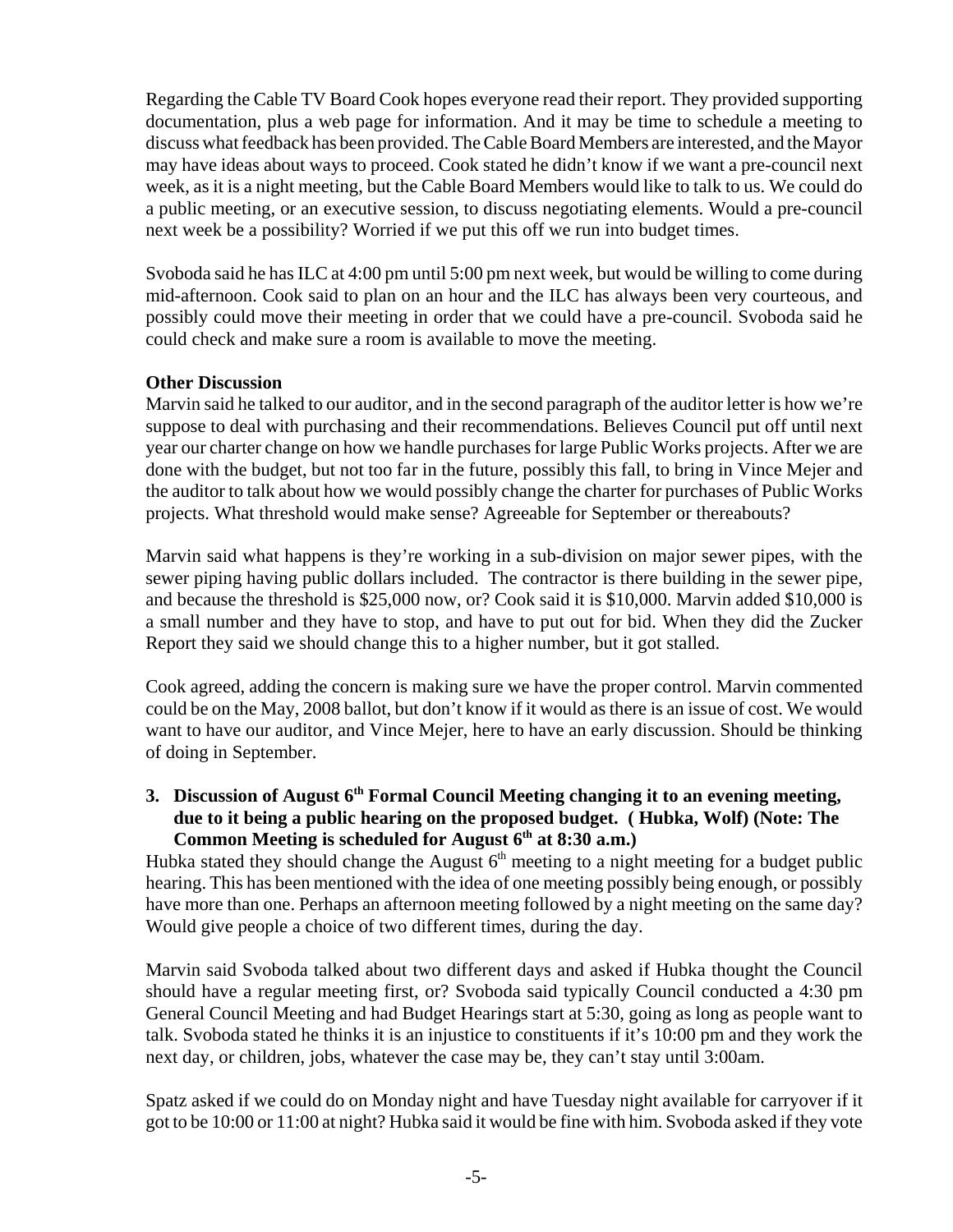Regarding the Cable TV Board Cook hopes everyone read their report. They provided supporting documentation, plus a web page for information. And it may be time to schedule a meeting to discuss what feedback has been provided. The Cable Board Members are interested, and the Mayor may have ideas about ways to proceed. Cook stated he didn't know if we want a pre-council next week, as it is a night meeting, but the Cable Board Members would like to talk to us. We could do a public meeting, or an executive session, to discuss negotiating elements. Would a pre-council next week be a possibility? Worried if we put this off we run into budget times.

Svoboda said he has ILC at 4:00 pm until 5:00 pm next week, but would be willing to come during mid-afternoon. Cook said to plan on an hour and the ILC has always been very courteous, and possibly could move their meeting in order that we could have a pre-council. Svoboda said he could check and make sure a room is available to move the meeting.

**Other Discussion**

Marvin said he talked to our auditor, and in the second paragraph of the auditor letter is how we're suppose to deal with purchasing and their recommendations. Believes Council put off until next year our charter change on how we handle purchases for large Public Works projects. After we are done with the budget, but not too far in the future, possibly this fall, to bring in Vince Mejer and the auditor to talk about how we would possibly change the charter for purchases of Public Works projects. What threshold would make sense? Agreeable for September or thereabouts?

Marvin said what happens is they're working in a sub-division on major sewer pipes, with the sewer piping having public dollars included. The contractor is there building in the sewer pipe, and because the threshold is $25,000 now, or? Cook said it is $10,000. Marvin added $10,000 is a small number and they have to stop, and have to put out for bid. When they did the Zucker Report they said we should change this to a higher number, but it got stalled.

Cook agreed, adding the concern is making sure we have the proper control. Marvin commented could be on the May, 2008 ballot, but don't know if it would as there is an issue of cost. We would want to have our auditor, and Vince Mejer, here to have an early discussion. Should be thinking of doing in September.

**3. Discussion of August 6th Formal Council Meeting changing it to an evening meeting, due to it being a public hearing on the proposed budget. ( Hubka, Wolf) (Note: The Common Meeting is scheduled for August 6th at 8:30 a.m.)**

Hubka stated they should change the August 6th meeting to a night meeting for a budget public hearing. This has been mentioned with the idea of one meeting possibly being enough, or possibly have more than one. Perhaps an afternoon meeting followed by a night meeting on the same day? Would give people a choice of two different times, during the day.

Marvin said Svoboda talked about two different days and asked if Hubka thought the Council should have a regular meeting first, or? Svoboda said typically Council conducted a 4:30 pm General Council Meeting and had Budget Hearings start at 5:30, going as long as people want to talk. Svoboda stated he thinks it is an injustice to constituents if it's 10:00 pm and they work the next day, or children, jobs, whatever the case may be, they can't stay until 3:00am.

Spatz asked if we could do on Monday night and have Tuesday night available for carryover if it got to be 10:00 or 11:00 at night? Hubka said it would be fine with him. Svoboda asked if they vote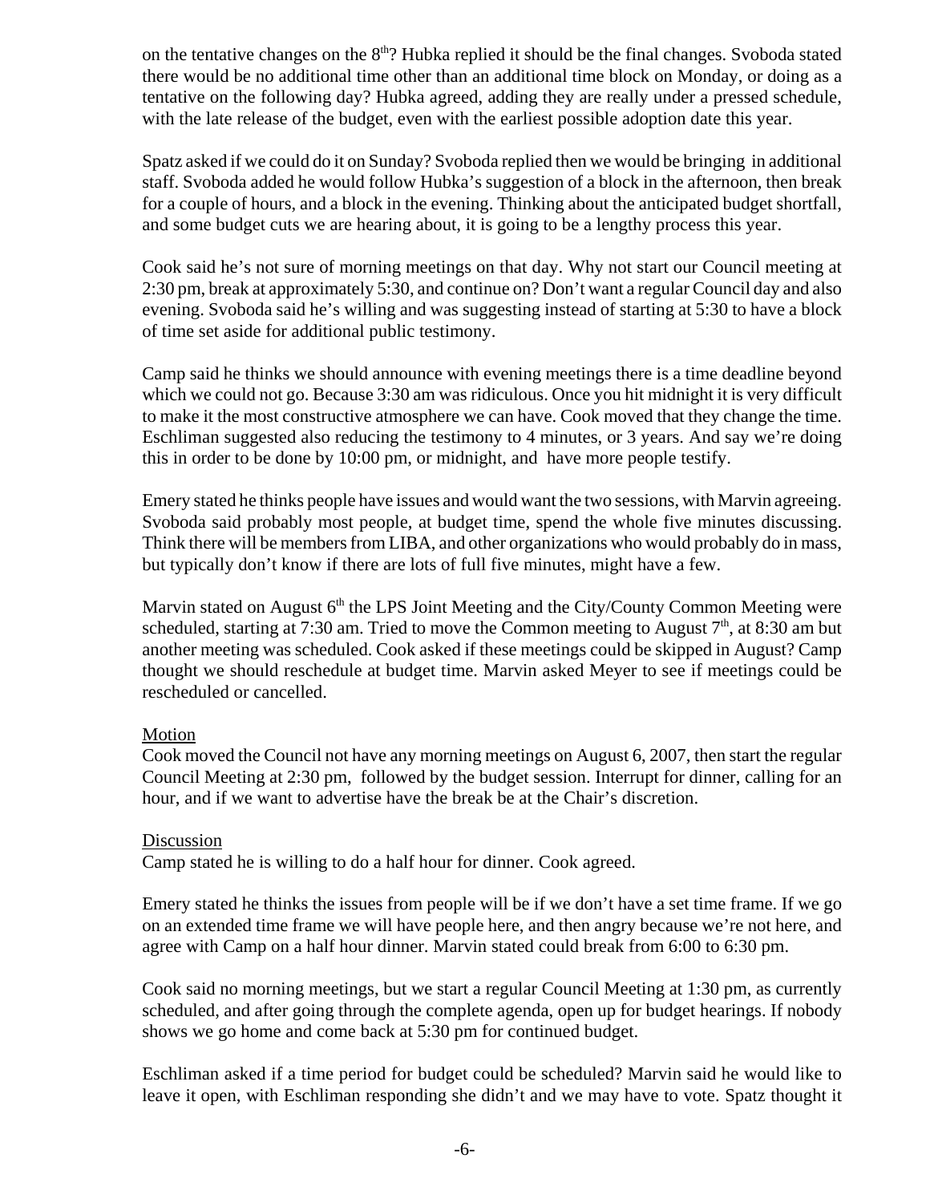on the tentative changes on the 8th? Hubka replied it should be the final changes. Svoboda stated there would be no additional time other than an additional time block on Monday, or doing as a tentative on the following day? Hubka agreed, adding they are really under a pressed schedule, with the late release of the budget, even with the earliest possible adoption date this year.

Spatz asked if we could do it on Sunday? Svoboda replied then we would be bringing in additional staff. Svoboda added he would follow Hubka's suggestion of a block in the afternoon, then break for a couple of hours, and a block in the evening. Thinking about the anticipated budget shortfall, and some budget cuts we are hearing about, it is going to be a lengthy process this year.

Cook said he's not sure of morning meetings on that day. Why not start our Council meeting at 2:30 pm, break at approximately 5:30, and continue on? Don't want a regular Council day and also evening. Svoboda said he's willing and was suggesting instead of starting at 5:30 to have a block of time set aside for additional public testimony.

Camp said he thinks we should announce with evening meetings there is a time deadline beyond which we could not go. Because 3:30 am was ridiculous. Once you hit midnight it is very difficult to make it the most constructive atmosphere we can have. Cook moved that they change the time. Eschliman suggested also reducing the testimony to 4 minutes, or 3 years. And say we're doing this in order to be done by 10:00 pm, or midnight, and have more people testify.

Emery stated he thinks people have issues and would want the two sessions, with Marvin agreeing. Svoboda said probably most people, at budget time, spend the whole five minutes discussing. Think there will be members from LIBA, and other organizations who would probably do in mass, but typically don't know if there are lots of full five minutes, might have a few.

Marvin stated on August 6th the LPS Joint Meeting and the City/County Common Meeting were scheduled, starting at 7:30 am. Tried to move the Common meeting to August 7th, at 8:30 am but another meeting was scheduled. Cook asked if these meetings could be skipped in August? Camp thought we should reschedule at budget time. Marvin asked Meyer to see if meetings could be rescheduled or cancelled.

Motion

Cook moved the Council not have any morning meetings on August 6, 2007, then start the regular Council Meeting at 2:30 pm, followed by the budget session. Interrupt for dinner, calling for an hour, and if we want to advertise have the break be at the Chair's discretion.

Discussion

Camp stated he is willing to do a half hour for dinner. Cook agreed.

Emery stated he thinks the issues from people will be if we don't have a set time frame. If we go on an extended time frame we will have people here, and then angry because we're not here, and agree with Camp on a half hour dinner. Marvin stated could break from 6:00 to 6:30 pm.

Cook said no morning meetings, but we start a regular Council Meeting at 1:30 pm, as currently scheduled, and after going through the complete agenda, open up for budget hearings. If nobody shows we go home and come back at 5:30 pm for continued budget.

Eschliman asked if a time period for budget could be scheduled? Marvin said he would like to leave it open, with Eschliman responding she didn't and we may have to vote. Spatz thought it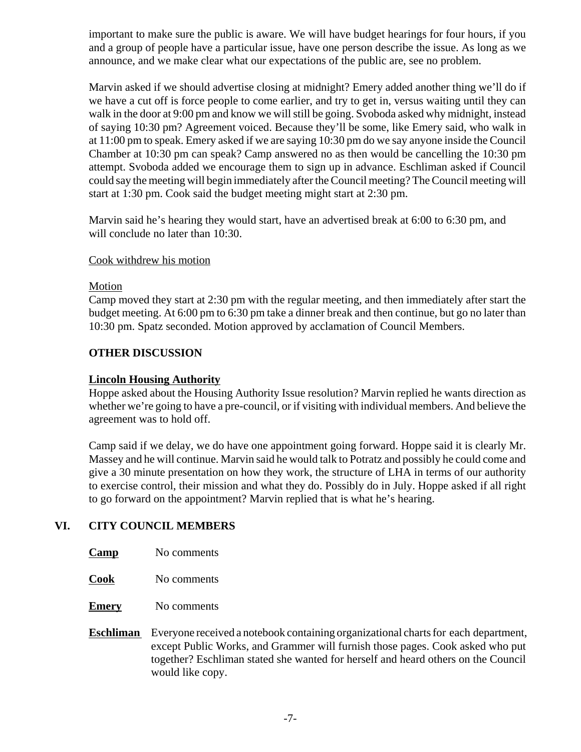important to make sure the public is aware. We will have budget hearings for four hours, if you and a group of people have a particular issue, have one person describe the issue. As long as we announce, and we make clear what our expectations of the public are, see no problem.

Marvin asked if we should advertise closing at midnight? Emery added another thing we'll do if we have a cut off is force people to come earlier, and try to get in, versus waiting until they can walk in the door at 9:00 pm and know we will still be going. Svoboda asked why midnight, instead of saying 10:30 pm? Agreement voiced. Because they'll be some, like Emery said, who walk in at 11:00 pm to speak. Emery asked if we are saying 10:30 pm do we say anyone inside the Council Chamber at 10:30 pm can speak? Camp answered no as then would be cancelling the 10:30 pm attempt. Svoboda added we encourage them to sign up in advance. Eschliman asked if Council could say the meeting will begin immediately after the Council meeting? The Council meeting will start at 1:30 pm. Cook said the budget meeting might start at 2:30 pm.

Marvin said he's hearing they would start, have an advertised break at 6:00 to 6:30 pm, and will conclude no later than 10:30.

Cook withdrew his motion

Motion
Camp moved they start at 2:30 pm with the regular meeting, and then immediately after start the budget meeting. At 6:00 pm to 6:30 pm take a dinner break and then continue, but go no later than 10:30 pm. Spatz seconded. Motion approved by acclamation of Council Members.

**OTHER DISCUSSION**

**Lincoln Housing Authority**
Hoppe asked about the Housing Authority Issue resolution? Marvin replied he wants direction as whether we're going to have a pre-council, or if visiting with individual members. And believe the agreement was to hold off.

Camp said if we delay, we do have one appointment going forward. Hoppe said it is clearly Mr. Massey and he will continue. Marvin said he would talk to Potratz and possibly he could come and give a 30 minute presentation on how they work, the structure of LHA in terms of our authority to exercise control, their mission and what they do. Possibly do in July. Hoppe asked if all right to go forward on the appointment? Marvin replied that is what he's hearing.

## VI. CITY COUNCIL MEMBERS

**Camp** No comments

**Cook** No comments

**Emery** No comments

**Eschliman** Everyone received a notebook containing organizational charts for each department, except Public Works, and Grammer will furnish those pages. Cook asked who put together? Eschliman stated she wanted for herself and heard others on the Council would like copy.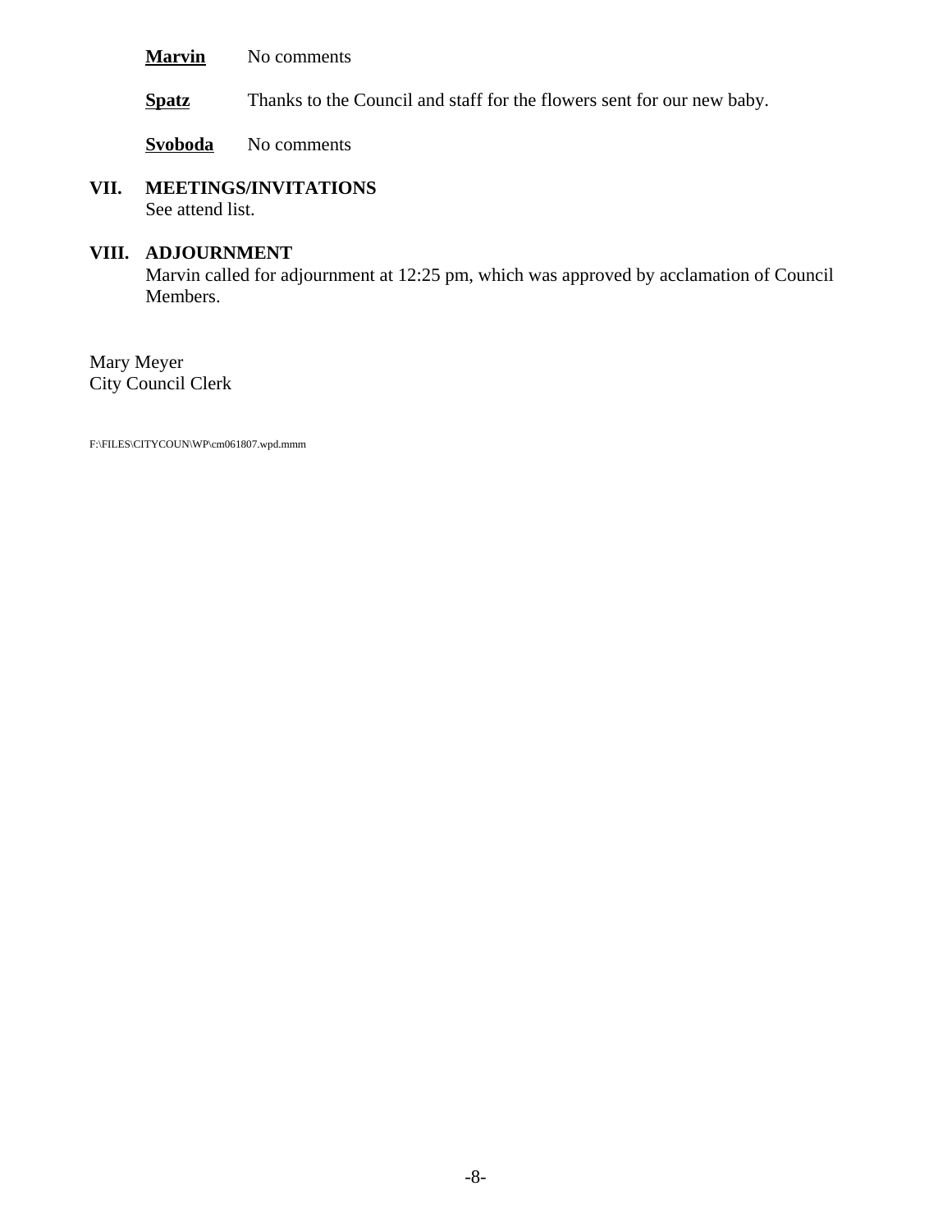**Marvin** No comments

**Spatz** Thanks to the Council and staff for the flowers sent for our new baby.

**Svoboda** No comments

## VII. MEETINGS/INVITATIONS

See attend list.

## VIII. ADJOURNMENT

Marvin called for adjournment at 12:25 pm, which was approved by acclamation of Council Members.

Mary Meyer
City Council Clerk

F:\FILES\CITYCOUN\WP\cm061807.wpd.mmm